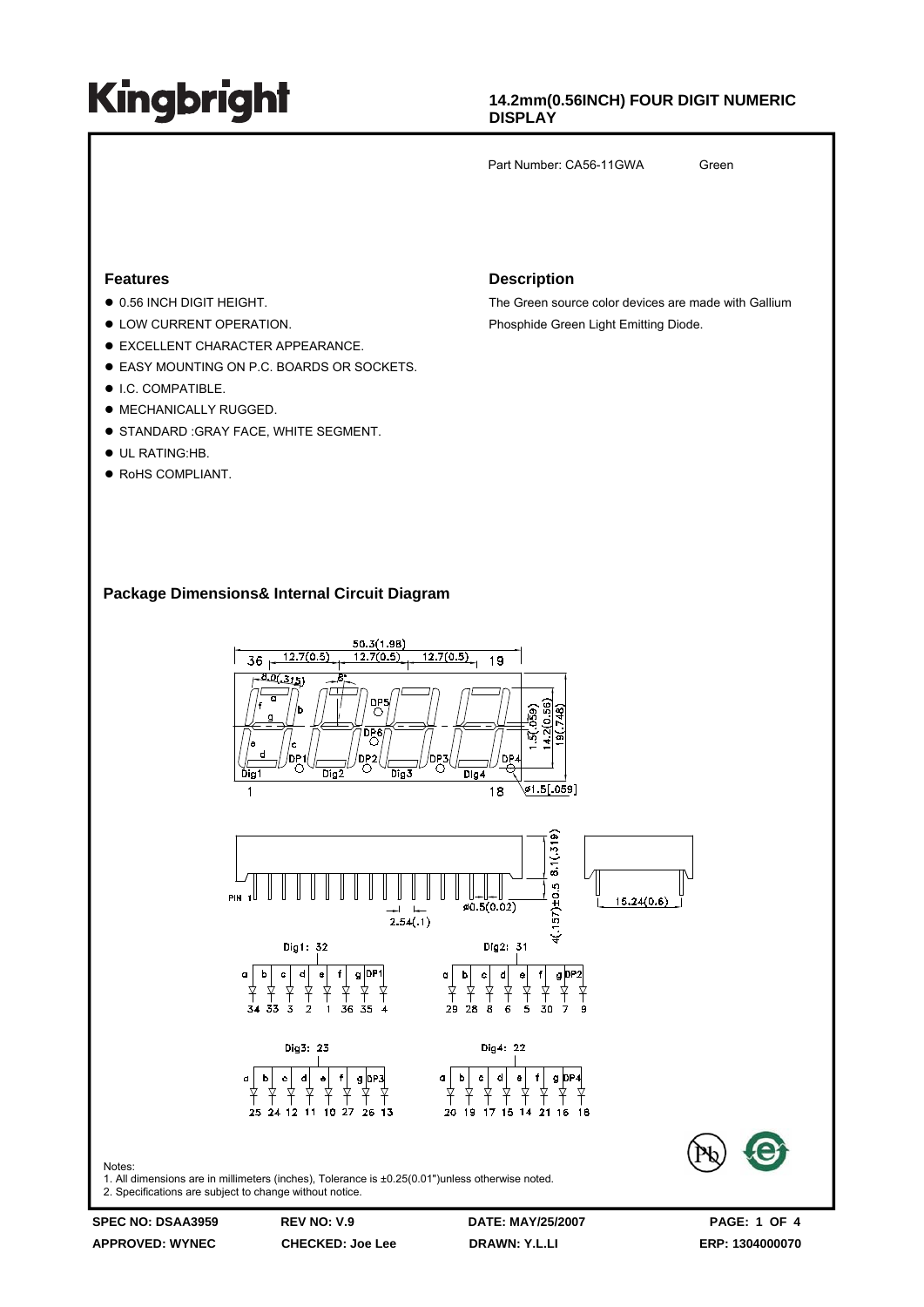# Kingbright

## 14.2mm(0.56INCH) FOUR DIGIT NUMERIC DISPLAY

Part Number: CA56-11GWA Green

### Features

- 0.56 INCH DIGIT HEIGHT.
- LOW CURRENT OPERATION.
- EXCELLENT CHARACTER APPEARANCE.
- EASY MOUNTING ON P.C. BOARDS OR SOCKETS.
- I.C. COMPATIBLE.
- MECHANICALLY RUGGED.
- STANDARD :GRAY FACE, WHITE SEGMENT.
- UL RATING:HB.
- RoHS COMPLIANT.

### Description

The Green source color devices are made with Gallium Phosphide Green Light Emitting Diode.

### Package Dimensions& Internal Circuit Diagram

Notes:
1. All dimensions are in millimeters (inches), Tolerance is ±0.25(0.01")unless otherwise noted.
2. Specifications are subject to change without notice.

| SPEC NO: DSAA3959 | REV NO: V.9 | DATE: MAY/25/2007 |
|---|---|---|
| APPROVED: WYNEC | CHECKED: Joe Lee | DRAWN: Y.L.LI |

ERP: 1304000070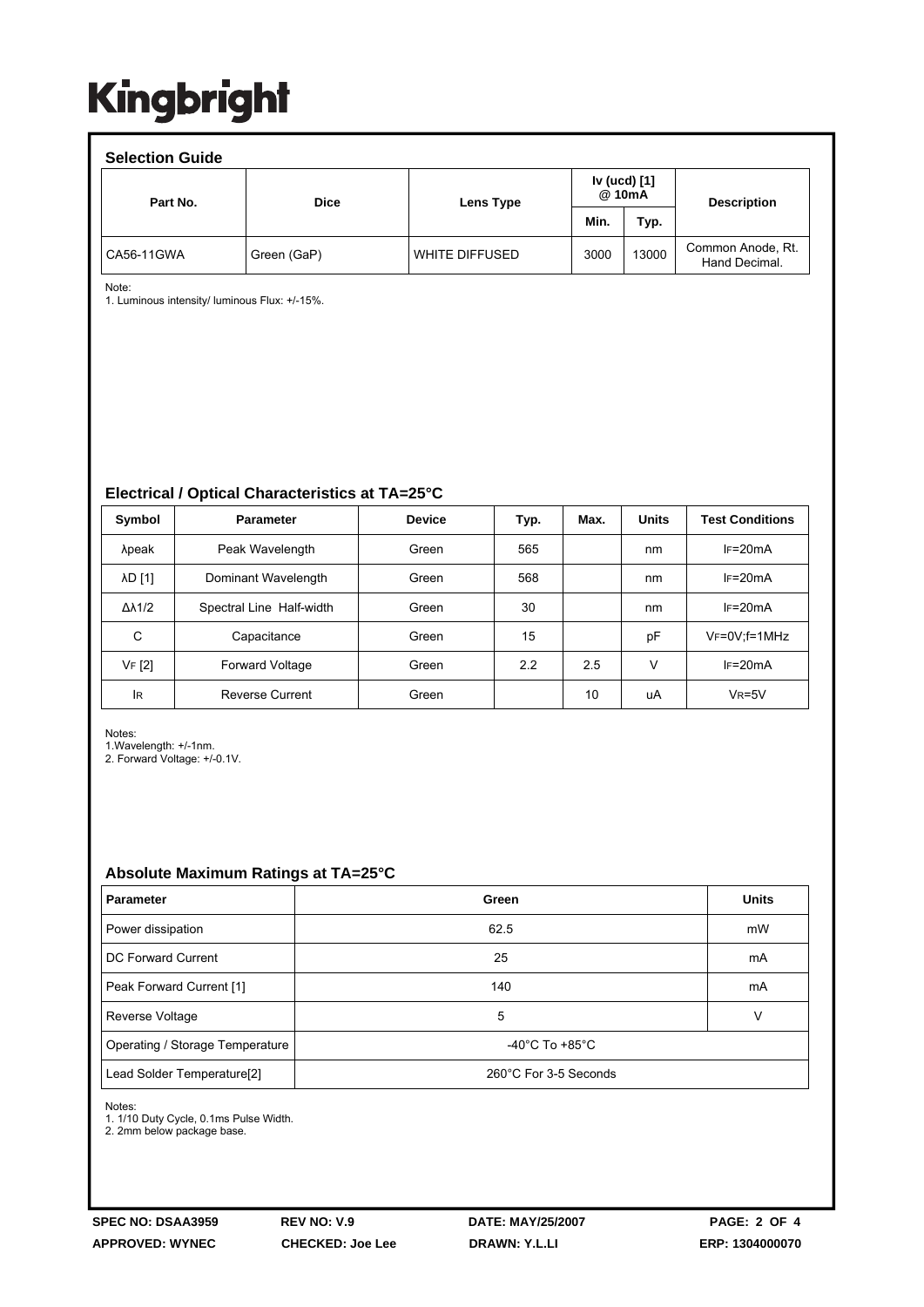Kingbright

## Selection Guide

| Part No. | Dice | Lens Type | Iv (ucd) [1] @ 10mA | | Description |
|---|---|---|---|---|---|
| | | | Min. | Typ. | |
| CA56-11GWA | Green (GaP) | WHITE DIFFUSED | 3000 | 13000 | Common Anode, Rt. Hand Decimal. |

Note:
1. Luminous intensity/ luminous Flux: +/-15%.

## Electrical / Optical Characteristics at TA=25°C

| Symbol | Parameter | Device | Typ. | Max. | Units | Test Conditions |
|---|---|---|---|---|---|---|
| λpeak | Peak Wavelength | Green | 565 | | nm | $I_F$=20mA |
| λD [1] | Dominant Wavelength | Green | 568 | | nm | $I_F$=20mA |
| Δλ1/2 | Spectral Line Half-width | Green | 30 | | nm | $I_F$=20mA |
| C | Capacitance | Green | 15 | | pF | $V_F$=0V;f=1MHz |
| $V_F$ [2] | Forward Voltage | Green | 2.2 | 2.5 | V | $I_F$=20mA |
| $I_R$ | Reverse Current | Green | | 10 | uA | $V_R$=5V |

Notes:
1.Wavelength: +/-1nm.
2. Forward Voltage: +/-0.1V.

## Absolute Maximum Ratings at TA=25°C

| Parameter | Green | Units |
|---|---|---|
| Power dissipation | 62.5 | mW |
| DC Forward Current | 25 | mA |
| Peak Forward Current [1] | 140 | mA |
| Reverse Voltage | 5 | V |
| Operating / Storage Temperature | -40°C To +85°C | |
| Lead Solder Temperature[2] | 260°C For 3-5 Seconds | |

Notes:
1. 1/10 Duty Cycle, 0.1ms Pulse Width.
2. 2mm below package base.

SPEC NO: DSAA3959 REV NO: V.9 DATE: MAY/25/2007
APPROVED: WYNEC CHECKED: Joe Lee DRAWN: Y.L.LI ERP: 1304000070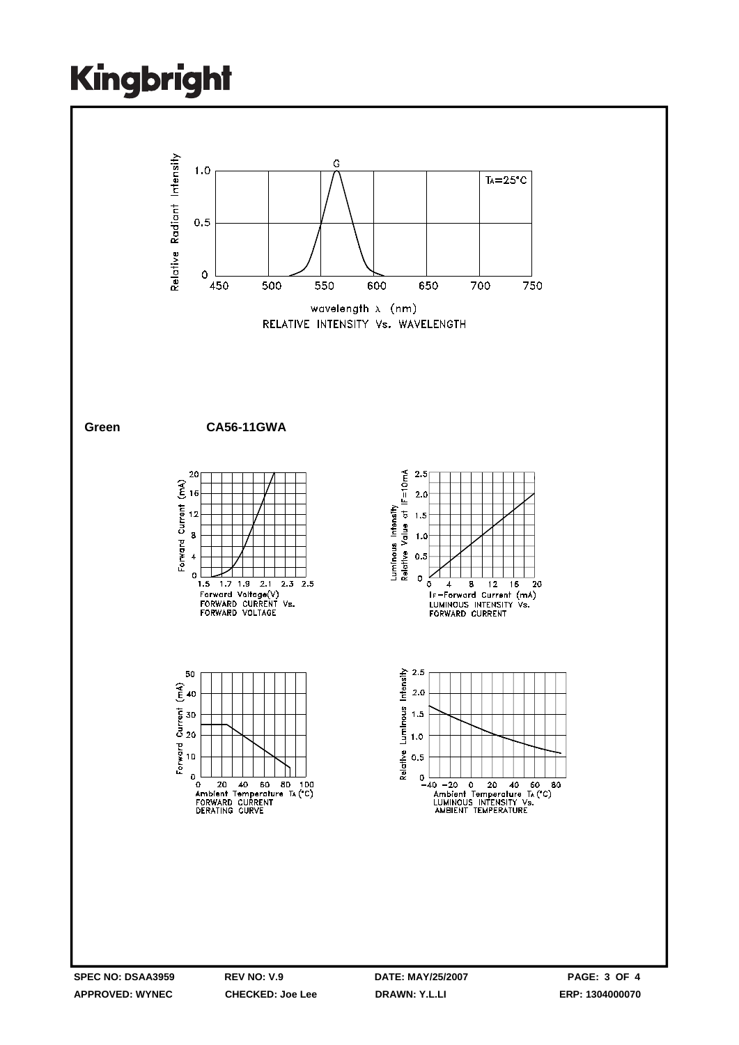Kingbright

RELATIVE INTENSITY Vs. WAVELENGTH

**Green** **CA56-11GWA**

FORWARD CURRENT Vs. FORWARD VOLTAGE

LUMINOUS INTENSITY Vs. FORWARD CURRENT

FORWARD CURRENT DERATING CURVE

LUMINOUS INTENSITY Vs. AMBIENT TEMPERATURE

| SPEC NO: DSAA3959 | REV NO: V.9 | DATE: MAY/25/2007 | PAGE: 3 OF 4 |
|---|---|---|---|
| APPROVED: WYNEC | CHECKED: Joe Lee | DRAWN: Y.L.LI | ERP: 1304000070 |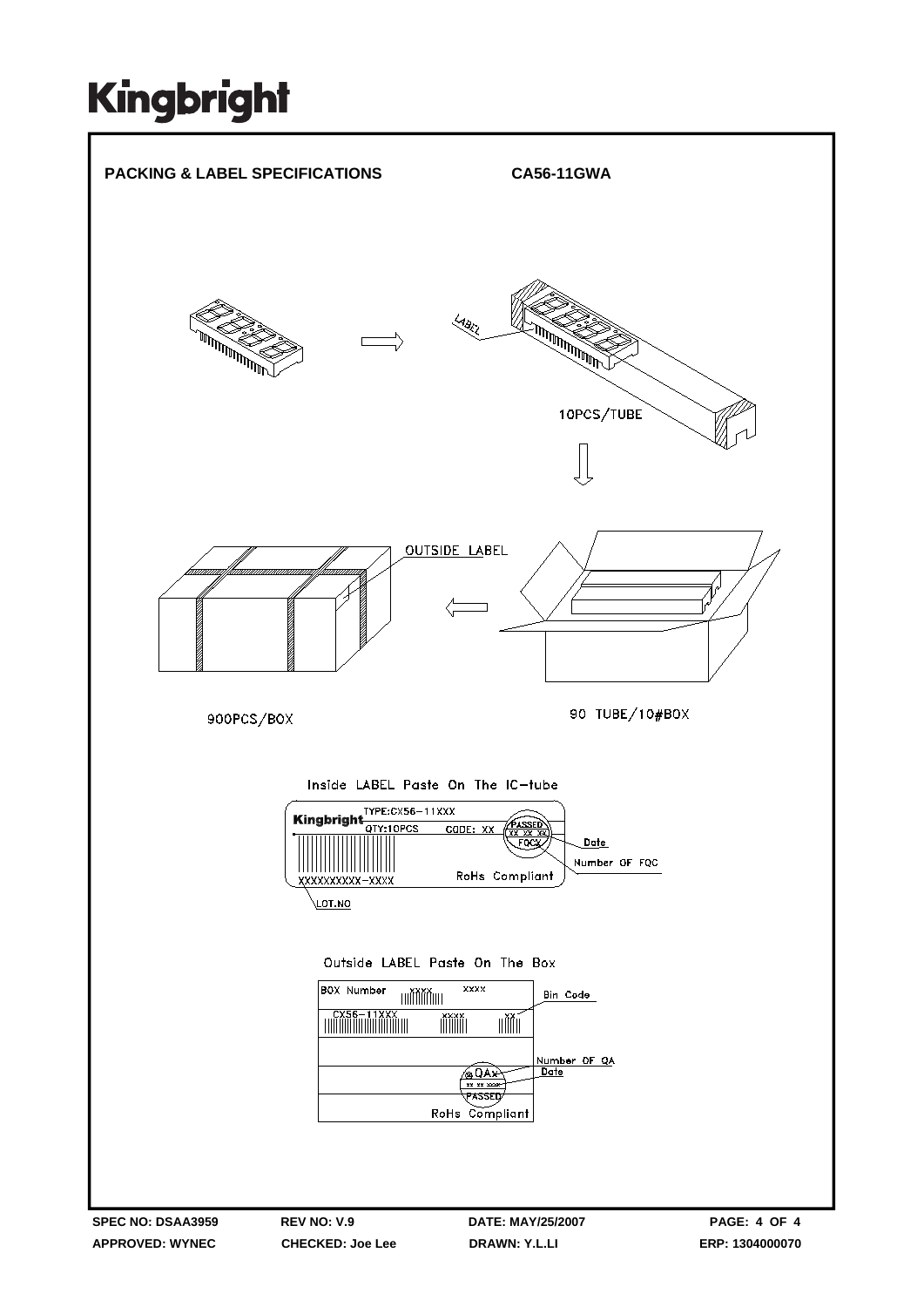# Kingbright

**PACKING & LABEL SPECIFICATIONS** **CA56-11GWA**

LABEL

10PCS/TUBE

OUTSIDE LABEL

900PCS/BOX

90 TUBE/10#BOX

Inside LABEL Paste On The IC-tube

Kingbright TYPE:CX56-11XXX
QTY:10PCS CODE: XX
PASSED XX XX XX FQCX
XXXXXXXXXX-XXXX RoHs Compliant
Date
Number OF FQC
LOT.NO

Outside LABEL Paste On The Box

BOX Number XXXX XXXX
CX56-11XXX XXXX XX
Bin Code
QAX XX XX XXXX PASSED
Number OF QA
Date
RoHs Compliant

SPEC NO: DSAA3959 REV NO: V.9 DATE: MAY/25/2007
APPROVED: WYNEC CHECKED: Joe Lee DRAWN: Y.L.LI ERP: 1304000070